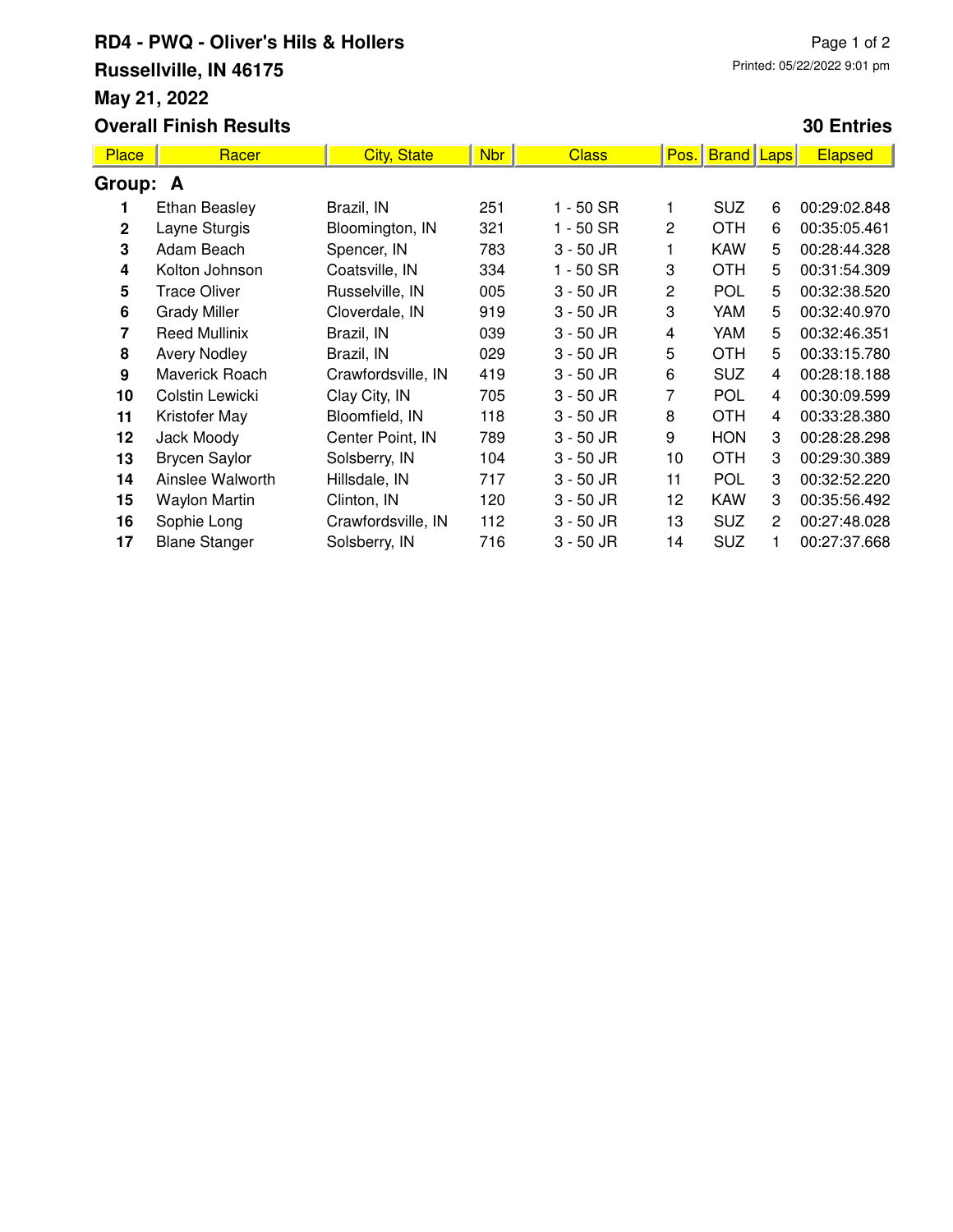# RD4 - PWQ - Oliver's Hils & Hollers

**Russellville, IN 46175**

**May 21, 2022**

**Overall Finish Results** — **30 Entries**

Printed: 05/22/2022 9:01 pm

## Group: A

| Place | Racer | City, State | Nbr | Class | Pos. | Brand | Laps | Elapsed |
|---|---|---|---|---|---|---|---|---|
| 1 | Ethan Beasley | Brazil, IN | 251 | 1 - 50 SR | 1 | SUZ | 6 | 00:29:02.848 |
| 2 | Layne Sturgis | Bloomington, IN | 321 | 1 - 50 SR | 2 | OTH | 6 | 00:35:05.461 |
| 3 | Adam Beach | Spencer, IN | 783 | 3 - 50 JR | 1 | KAW | 5 | 00:28:44.328 |
| 4 | Kolton Johnson | Coatsville, IN | 334 | 1 - 50 SR | 3 | OTH | 5 | 00:31:54.309 |
| 5 | Trace Oliver | Russelville, IN | 005 | 3 - 50 JR | 2 | POL | 5 | 00:32:38.520 |
| 6 | Grady Miller | Cloverdale, IN | 919 | 3 - 50 JR | 3 | YAM | 5 | 00:32:40.970 |
| 7 | Reed Mullinix | Brazil, IN | 039 | 3 - 50 JR | 4 | YAM | 5 | 00:32:46.351 |
| 8 | Avery Nodley | Brazil, IN | 029 | 3 - 50 JR | 5 | OTH | 5 | 00:33:15.780 |
| 9 | Maverick Roach | Crawfordsville, IN | 419 | 3 - 50 JR | 6 | SUZ | 4 | 00:28:18.188 |
| 10 | Colstin Lewicki | Clay City, IN | 705 | 3 - 50 JR | 7 | POL | 4 | 00:30:09.599 |
| 11 | Kristofer May | Bloomfield, IN | 118 | 3 - 50 JR | 8 | OTH | 4 | 00:33:28.380 |
| 12 | Jack Moody | Center Point, IN | 789 | 3 - 50 JR | 9 | HON | 3 | 00:28:28.298 |
| 13 | Brycen Saylor | Solsberry, IN | 104 | 3 - 50 JR | 10 | OTH | 3 | 00:29:30.389 |
| 14 | Ainslee Walworth | Hillsdale, IN | 717 | 3 - 50 JR | 11 | POL | 3 | 00:32:52.220 |
| 15 | Waylon Martin | Clinton, IN | 120 | 3 - 50 JR | 12 | KAW | 3 | 00:35:56.492 |
| 16 | Sophie Long | Crawfordsville, IN | 112 | 3 - 50 JR | 13 | SUZ | 2 | 00:27:48.028 |
| 17 | Blane Stanger | Solsberry, IN | 716 | 3 - 50 JR | 14 | SUZ | 1 | 00:27:37.668 |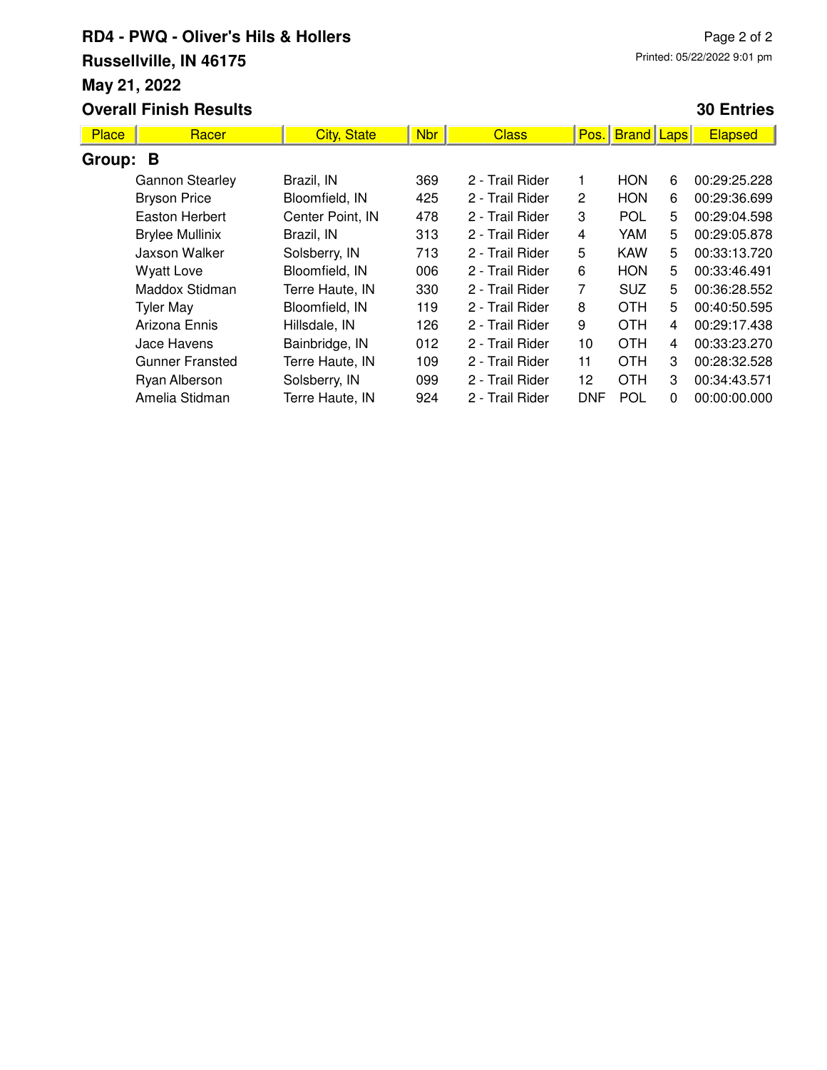## RD4 - PWQ - Oliver's Hils & Hollers

**Russellville, IN 46175**

**May 21, 2022**

Printed: 05/22/2022 9:01 pm

**Overall Finish Results** — **30 Entries**

| Place | Racer | City, State | Nbr | Class | Pos. | Brand | Laps | Elapsed |
|---|---|---|---|---|---|---|---|---|
| **Group: B** | | | | | | | | |
| | Gannon Stearley | Brazil, IN | 369 | 2 - Trail Rider | 1 | HON | 6 | 00:29:25.228 |
| | Bryson Price | Bloomfield, IN | 425 | 2 - Trail Rider | 2 | HON | 6 | 00:29:36.699 |
| | Easton Herbert | Center Point, IN | 478 | 2 - Trail Rider | 3 | POL | 5 | 00:29:04.598 |
| | Brylee Mullinix | Brazil, IN | 313 | 2 - Trail Rider | 4 | YAM | 5 | 00:29:05.878 |
| | Jaxson Walker | Solsberry, IN | 713 | 2 - Trail Rider | 5 | KAW | 5 | 00:33:13.720 |
| | Wyatt Love | Bloomfield, IN | 006 | 2 - Trail Rider | 6 | HON | 5 | 00:33:46.491 |
| | Maddox Stidman | Terre Haute, IN | 330 | 2 - Trail Rider | 7 | SUZ | 5 | 00:36:28.552 |
| | Tyler May | Bloomfield, IN | 119 | 2 - Trail Rider | 8 | OTH | 5 | 00:40:50.595 |
| | Arizona Ennis | Hillsdale, IN | 126 | 2 - Trail Rider | 9 | OTH | 4 | 00:29:17.438 |
| | Jace Havens | Bainbridge, IN | 012 | 2 - Trail Rider | 10 | OTH | 4 | 00:33:23.270 |
| | Gunner Fransted | Terre Haute, IN | 109 | 2 - Trail Rider | 11 | OTH | 3 | 00:28:32.528 |
| | Ryan Alberson | Solsberry, IN | 099 | 2 - Trail Rider | 12 | OTH | 3 | 00:34:43.571 |
| | Amelia Stidman | Terre Haute, IN | 924 | 2 - Trail Rider | DNF | POL | 0 | 00:00:00.000 |